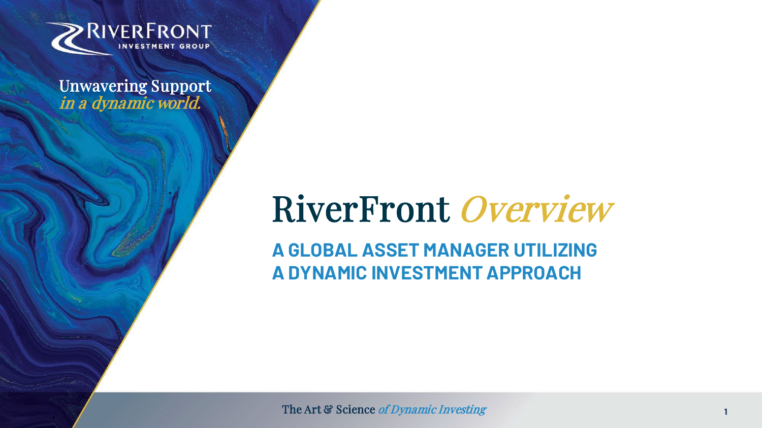RIVERFRONT
INVESTMENT GROUP

Unwavering Support
*in a dynamic world.*

# RiverFront *Overview*

## A GLOBAL ASSET MANAGER UTILIZING A DYNAMIC INVESTMENT APPROACH

The Art & Science *of Dynamic Investing*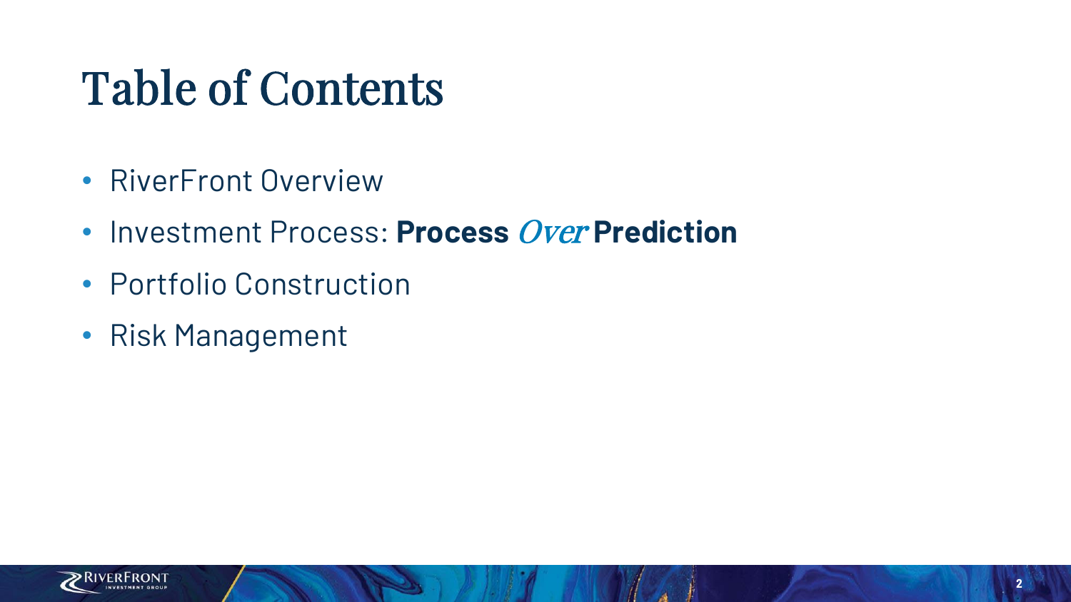# Table of Contents

- RiverFront Overview
- Investment Process: **Process** *Over* **Prediction**
- Portfolio Construction
- Risk Management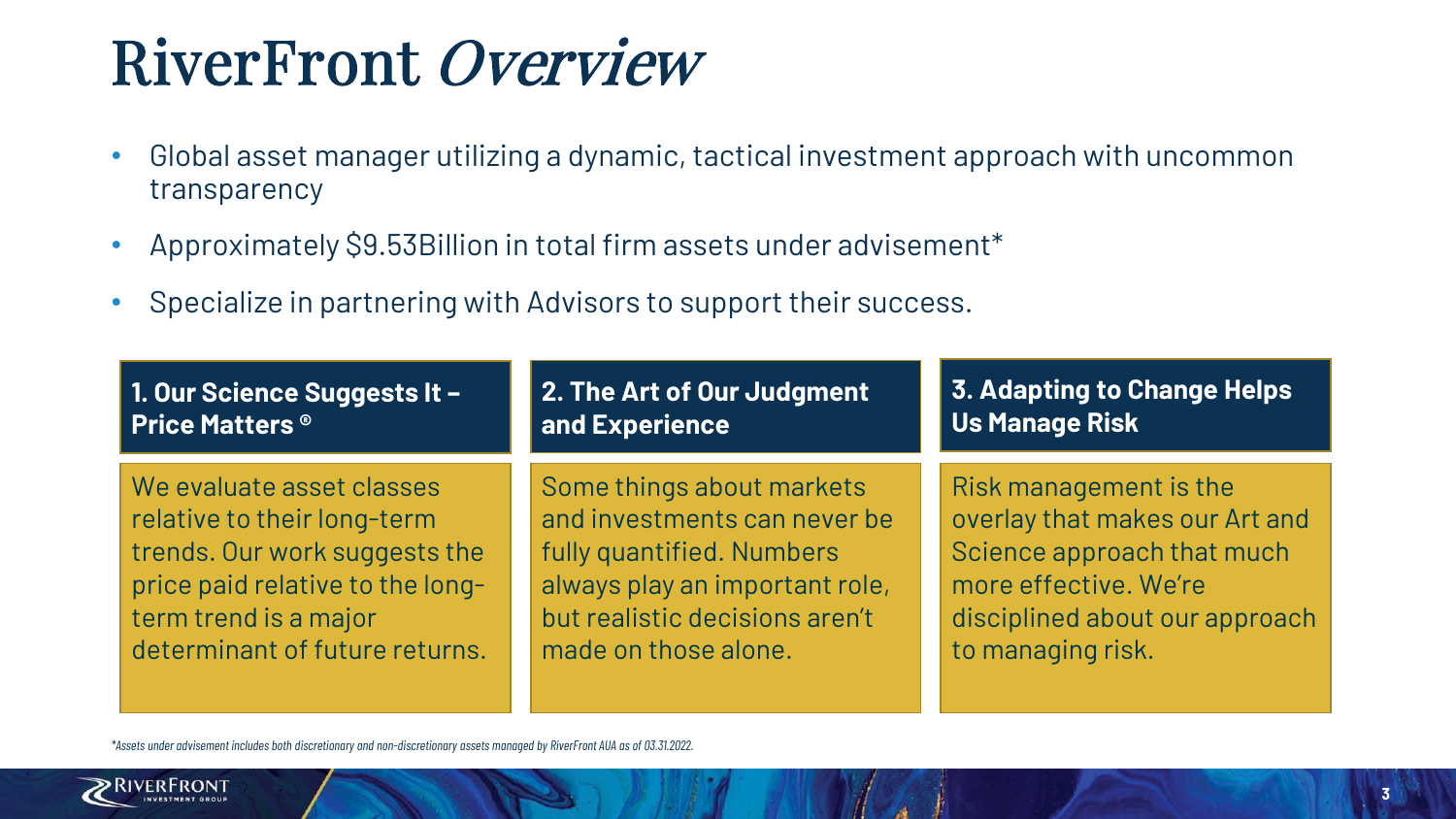# RiverFront *Overview*

- Global asset manager utilizing a dynamic, tactical investment approach with uncommon transparency
- Approximately $9.53Billion in total firm assets under advisement*
- Specialize in partnering with Advisors to support their success.

**1. Our Science Suggests It – Price Matters ®**

We evaluate asset classes relative to their long-term trends. Our work suggests the price paid relative to the long-term trend is a major determinant of future returns.

**2. The Art of Our Judgment and Experience**

Some things about markets and investments can never be fully quantified. Numbers always play an important role, but realistic decisions aren't made on those alone.

**3. Adapting to Change Helps Us Manage Risk**

Risk management is the overlay that makes our Art and Science approach that much more effective. We're disciplined about our approach to managing risk.

*\*Assets under advisement includes both discretionary and non-discretionary assets managed by RiverFront AUA as of 03.31.2022.*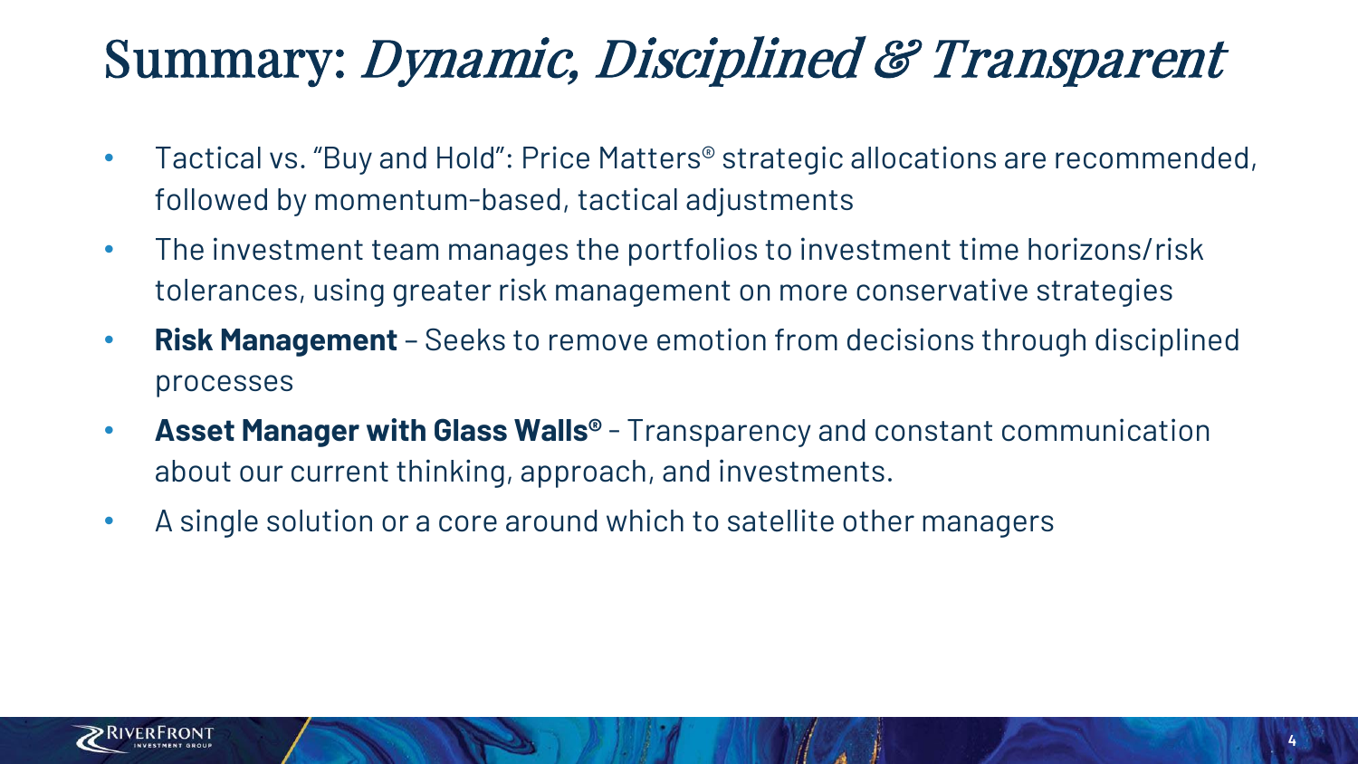# Summary: *Dynamic, Disciplined & Transparent*

- Tactical vs. "Buy and Hold": Price Matters® strategic allocations are recommended, followed by momentum-based, tactical adjustments
- The investment team manages the portfolios to investment time horizons/risk tolerances, using greater risk management on more conservative strategies
- **Risk Management** – Seeks to remove emotion from decisions through disciplined processes
- **Asset Manager with Glass Walls®** - Transparency and constant communication about our current thinking, approach, and investments.
- A single solution or a core around which to satellite other managers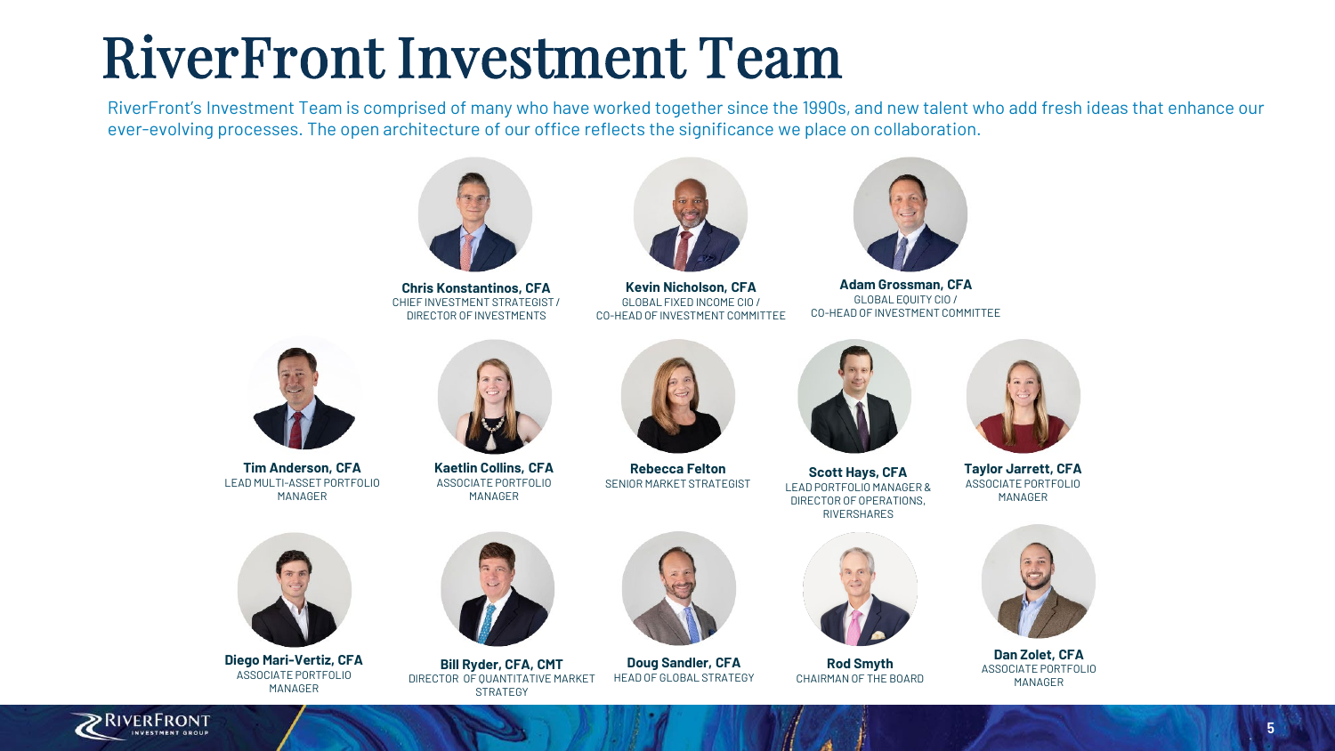# RiverFront Investment Team

RiverFront's Investment Team is comprised of many who have worked together since the 1990s, and new talent who add fresh ideas that enhance our ever-evolving processes. The open architecture of our office reflects the significance we place on collaboration.

**Chris Konstantinos, CFA**
CHIEF INVESTMENT STRATEGIST / DIRECTOR OF INVESTMENTS

**Kevin Nicholson, CFA**
GLOBAL FIXED INCOME CIO / CO-HEAD OF INVESTMENT COMMITTEE

**Adam Grossman, CFA**
GLOBAL EQUITY CIO / CO-HEAD OF INVESTMENT COMMITTEE

**Tim Anderson, CFA**
LEAD MULTI-ASSET PORTFOLIO MANAGER

**Kaetlin Collins, CFA**
ASSOCIATE PORTFOLIO MANAGER

**Rebecca Felton**
SENIOR MARKET STRATEGIST

**Scott Hays, CFA**
LEAD PORTFOLIO MANAGER & DIRECTOR OF OPERATIONS, RIVERSHARES

**Taylor Jarrett, CFA**
ASSOCIATE PORTFOLIO MANAGER

**Diego Mari-Vertiz, CFA**
ASSOCIATE PORTFOLIO MANAGER

**Bill Ryder, CFA, CMT**
DIRECTOR OF QUANTITATIVE MARKET STRATEGY

**Doug Sandler, CFA**
HEAD OF GLOBAL STRATEGY

**Rod Smyth**
CHAIRMAN OF THE BOARD

**Dan Zolet, CFA**
ASSOCIATE PORTFOLIO MANAGER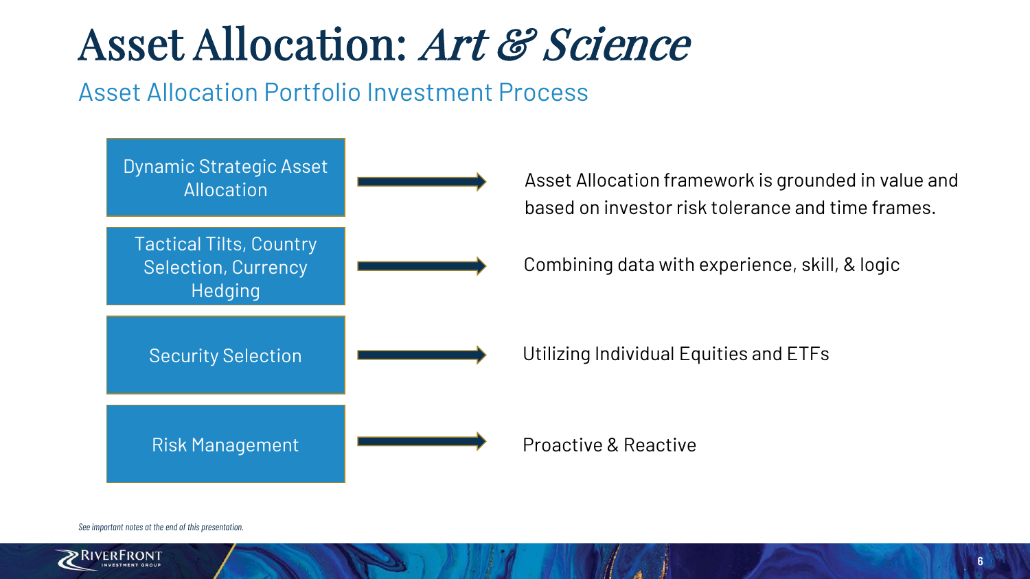# Asset Allocation: *Art & Science*

## Asset Allocation Portfolio Investment Process

| Process | Description |
| --- | --- |
| Dynamic Strategic Asset Allocation | Asset Allocation framework is grounded in value and based on investor risk tolerance and time frames. |
| Tactical Tilts, Country Selection, Currency Hedging | Combining data with experience, skill, & logic |
| Security Selection | Utilizing Individual Equities and ETFs |
| Risk Management | Proactive & Reactive |

*See important notes at the end of this presentation.*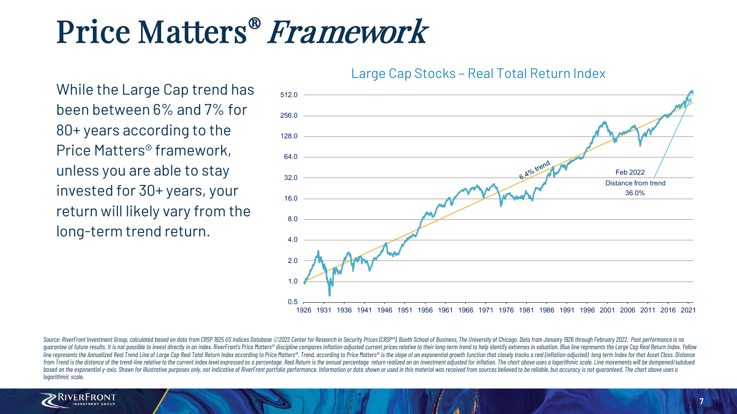# Price Matters® *Framework*

While the Large Cap trend has been between 6% and 7% for 80+ years according to the Price Matters® framework, unless you are able to stay invested for 30+ years, your return will likely vary from the long-term trend return.

Large Cap Stocks – Real Total Return Index

6.4% trend

Feb 2022
Distance from trend
36.0%

*Source: RiverFront Investment Group, calculated based on data from CRSP 1925 US Indices Database ©2022 Center for Research in Security Prices (CRSP®), Booth School of Business, The University of Chicago. Data from January 1926 through February 2022. Past performance is no guarantee of future results. It is not possible to invest directly in an index. RiverFront's Price Matters® discipline compares inflation-adjusted current prices relative to their long-term trend to help identify extremes in valuation. Blue line represents the Large Cap Real Return Index. Yellow line represents the Annualized Real Trend Line of Large Cap Real Total Return Index according to Price Matters®. Trend, according to Price Matters® is the slope of an exponential growth function that closely tracks a real (inflation-adjusted) long term Index for that Asset Class. Distance from Trend is the distance of the trend-line relative to the current index level expressed as a percentage. Real Return is the annual percentage return realized on an investment adjusted for inflation. The chart above uses a logarithmic scale. Line movements will be dampened/subdued based on the exponential y-axis. Shown for illustrative purposes only, not indicative of RiverFront portfolio performance. Information or data shown or used in this material was received from sources believed to be reliable, but accuracy is not guaranteed. The chart above uses a logarithmic scale.*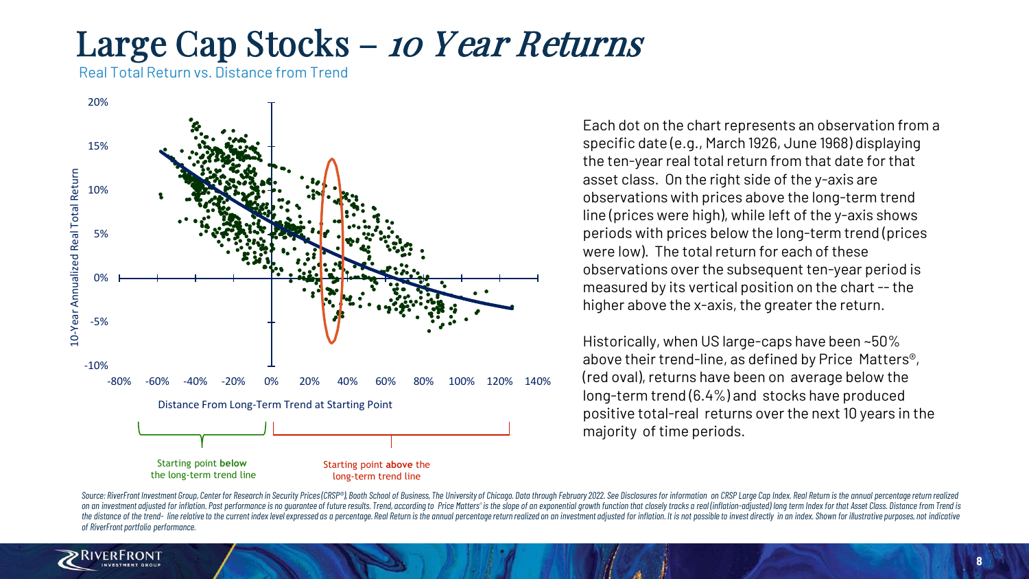# Large Cap Stocks – *10 Year Returns*

Real Total Return vs. Distance from Trend

10-Year Annualized Real Total Return

20%
15%
10%
5%
0%
-5%
-10%

-80% -60% -40% -20% 0% 20% 40% 60% 80% 100% 120% 140%

Distance From Long-Term Trend at Starting Point

Starting point **below** the long-term trend line

Starting point **above** the long-term trend line

Each dot on the chart represents an observation from a specific date (e.g., March 1926, June 1968) displaying the ten-year real total return from that date for that asset class. On the right side of the y-axis are observations with prices above the long-term trend line (prices were high), while left of the y-axis shows periods with prices below the long-term trend (prices were low). The total return for each of these observations over the subsequent ten-year period is measured by its vertical position on the chart -- the higher above the x-axis, the greater the return.

Historically, when US large-caps have been ~50% above their trend-line, as defined by Price Matters®, (red oval), returns have been on average below the long-term trend (6.4%) and stocks have produced positive total-real returns over the next 10 years in the majority of time periods.

*Source: RiverFront Investment Group, Center for Research in Security Prices (CRSP®), Booth School of Business, The University of Chicago. Data through February 2022. See Disclosures for information on CRSP Large Cap Index. Real Return is the annual percentage return realized on an investment adjusted for inflation. Past performance is no guarantee of future results. Trend, according to Price Matters® is the slope of an exponential growth function that closely tracks a real (inflation-adjusted) long term Index for that Asset Class. Distance from Trend is the distance of the trend- line relative to the current index level expressed as a percentage. Real Return is the annual percentage return realized on an investment adjusted for inflation. It is not possible to invest directly in an index. Shown for illustrative purposes, not indicative of RiverFront portfolio performance.*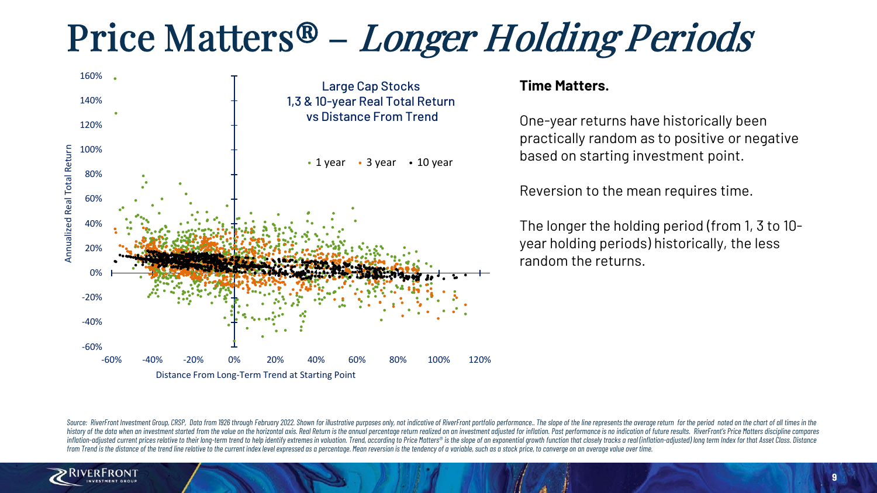# Price Matters® – *Longer Holding Periods*

**Large Cap Stocks 1,3 & 10-year Real Total Return vs Distance From Trend**

• 1 year • 3 year • 10 year

Annualized Real Total Return

Distance From Long-Term Trend at Starting Point

**Time Matters.**

One-year returns have historically been practically random as to positive or negative based on starting investment point.

Reversion to the mean requires time.

The longer the holding period (from 1, 3 to 10-year holding periods) historically, the less random the returns.

*Source: RiverFront Investment Group, CRSP, Data from 1926 through February 2022. Shown for illustrative purposes only, not indicative of RiverFront portfolio performance.. The slope of the line represents the average return for the period noted on the chart of all times in the history of the data when an investment started from the value on the horizontal axis. Real Return is the annual percentage return realized on an investment adjusted for inflation. Past performance is no indication of future results. RiverFront's Price Matters discipline compares inflation-adjusted current prices relative to their long-term trend to help identify extremes in valuation. Trend, according to Price Matters® is the slope of an exponential growth function that closely tracks a real (inflation-adjusted) long term Index for that Asset Class. Distance from Trend is the distance of the trend line relative to the current index level expressed as a percentage. Mean reversion is the tendency of a variable, such as a stock price, to converge on an average value over time.*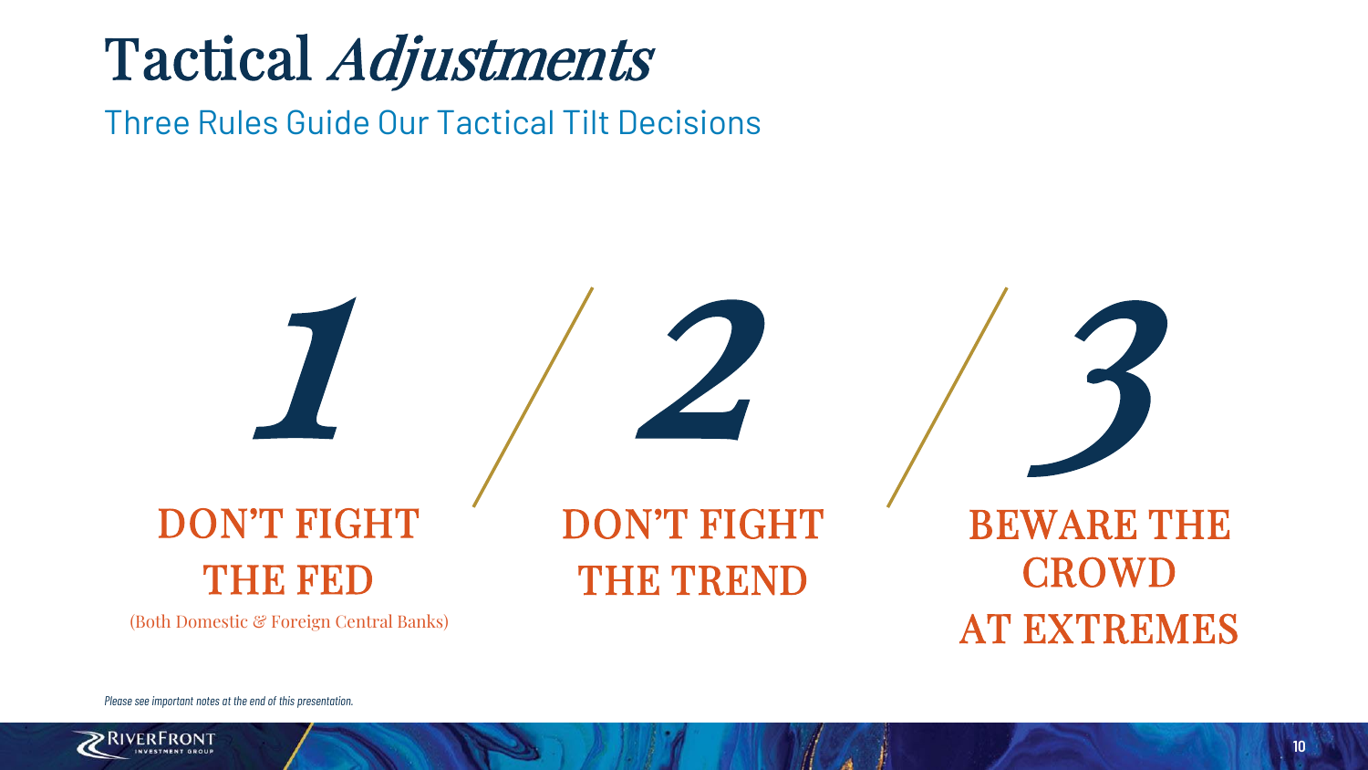# Tactical *Adjustments*

## Three Rules Guide Our Tactical Tilt Decisions

### 1

**DON'T FIGHT THE FED**

(Both Domestic & Foreign Central Banks)

### 2

**DON'T FIGHT THE TREND**

### 3

**BEWARE THE CROWD AT EXTREMES**

*Please see important notes at the end of this presentation.*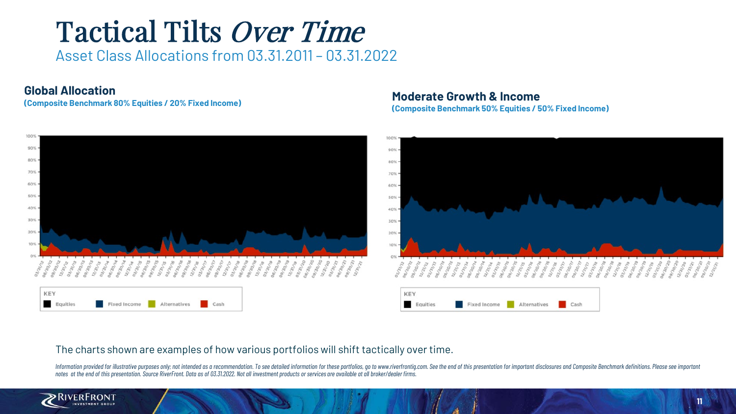# Tactical Tilts *Over Time*

Asset Class Allocations from 03.31.2011 – 03.31.2022

**Global Allocation**

**(Composite Benchmark 80% Equities / 20% Fixed Income)**

KEY: Equities, Fixed Income, Alternatives, Cash

**Moderate Growth & Income**

**(Composite Benchmark 50% Equities / 50% Fixed Income)**

KEY: Equities, Fixed Income, Alternatives, Cash

The charts shown are examples of how various portfolios will shift tactically over time.

*Information provided for illustrative purposes only; not intended as a recommendation. To see detailed information for these portfolios, go to www.riverfrontig.com. See the end of this presentation for important disclosures and Composite Benchmark definitions. Please see important notes at the end of this presentation. Source RiverFront. Data as of 03.31.2022. Not all investment products or services are available at all broker/dealer firms.*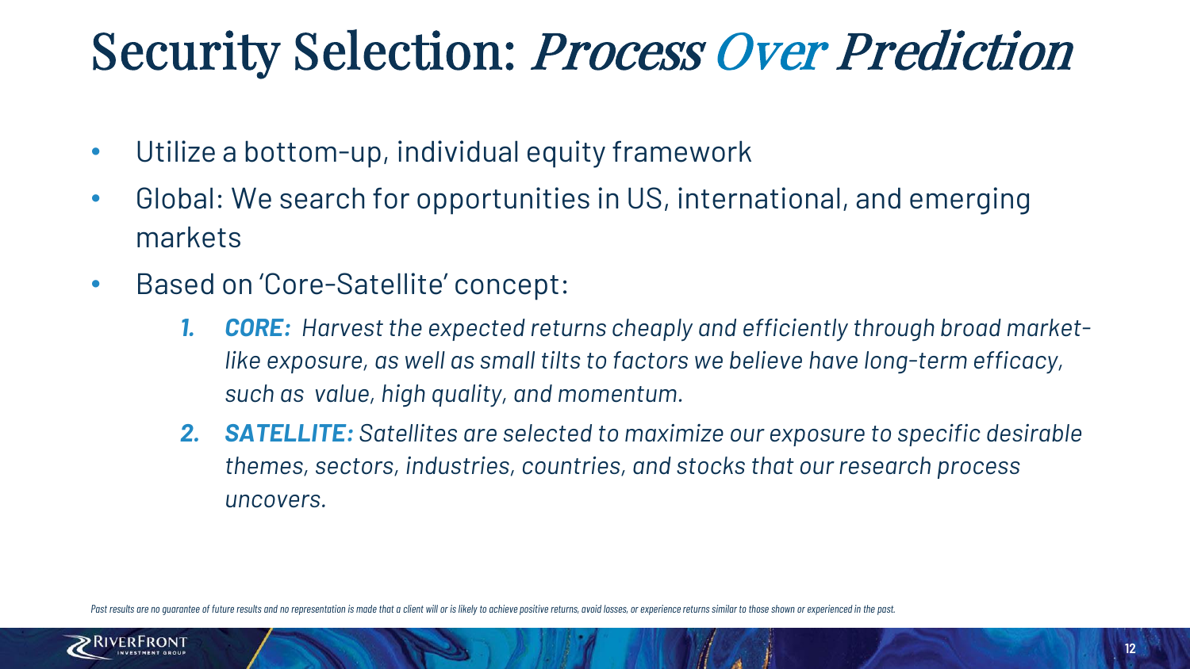# Security Selection: *Process Over Prediction*

- Utilize a bottom-up, individual equity framework
- Global: We search for opportunities in US, international, and emerging markets
- Based on 'Core-Satellite' concept:
  1. ***CORE:*** *Harvest the expected returns cheaply and efficiently through broad market-like exposure, as well as small tilts to factors we believe have long-term efficacy, such as value, high quality, and momentum.*
  2. ***SATELLITE:*** *Satellites are selected to maximize our exposure to specific desirable themes, sectors, industries, countries, and stocks that our research process uncovers.*

*Past results are no guarantee of future results and no representation is made that a client will or is likely to achieve positive returns, avoid losses, or experience returns similar to those shown or experienced in the past.*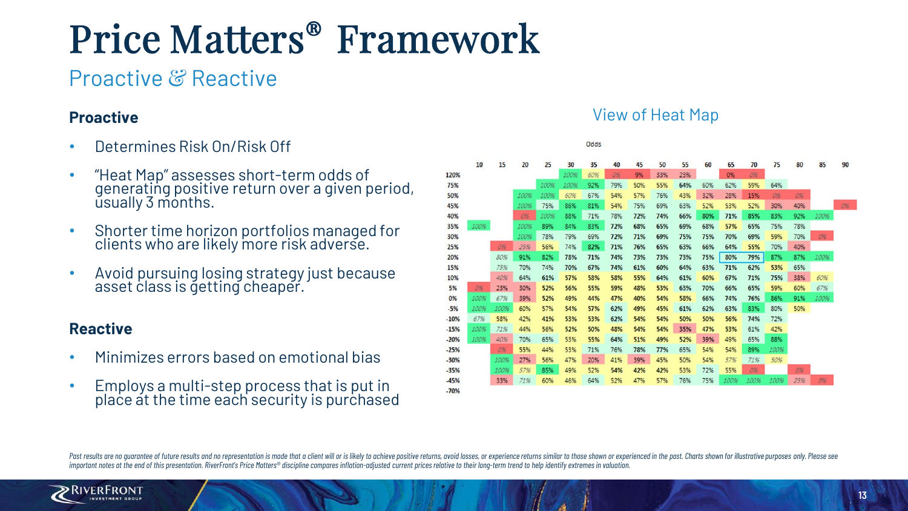# Price Matters® Framework

## Proactive & Reactive

### Proactive

- Determines Risk On/Risk Off
- "Heat Map" assesses short-term odds of generating positive return over a given period, usually 3 months.
- Shorter time horizon portfolios managed for clients who are likely more risk adverse.
- Avoid pursuing losing strategy just because asset class is getting cheaper.

### Reactive

- Minimizes errors based on emotional bias
- Employs a multi-step process that is put in place at the time each security is purchased

### View of Heat Map

Odds

| | 10 | 15 | 20 | 25 | 30 | 35 | 40 | 45 | 50 | 55 | 60 | 65 | 70 | 75 | 80 | 85 | 90 |
|---|---|---|---|---|---|---|---|---|---|---|---|---|---|---|---|---|---|
| 120% | | | | | 100% | 60% | 0% | 9% | 33% | 23% | | 0% | 0% | | | | |
| 75% | | | | 100% | 100% | 92% | 79% | 50% | 55% | 64% | 60% | 62% | 59% | 64% | | | |
| 50% | | | 100% | 100% | 60% | 67% | 54% | 57% | 76% | 43% | 32% | 28% | 15% | 0% | 0% | | |
| 45% | | | 100% | 75% | 86% | 81% | 54% | 75% | 69% | 63% | 52% | 53% | 52% | 30% | 40% | | 0% |
| 40% | | | 0% | 100% | 88% | 71% | 78% | 72% | 74% | 66% | 80% | 71% | 85% | 83% | 92% | 100% | |
| 35% | 100% | | 100% | 89% | 84% | 83% | 72% | 68% | 65% | 69% | 68% | 57% | 65% | 75% | 78% | | |
| 30% | | | 100% | 78% | 79% | 69% | 72% | 71% | 69% | 75% | 75% | 70% | 69% | 59% | 70% | 0% | |
| 25% | | 0% | 25% | 56% | 74% | 82% | 71% | 76% | 65% | 63% | 66% | 64% | 55% | 70% | 40% | | |
| 20% | | 80% | 91% | 82% | 78% | 71% | 74% | 73% | 73% | 73% | 75% | 80% | 79% | 87% | 87% | 100% | |
| 15% | | 75% | 70% | 74% | 70% | 67% | 74% | 61% | 60% | 64% | 63% | 71% | 62% | 53% | 65% | | |
| 10% | | 40% | 64% | 61% | 57% | 58% | 58% | 55% | 64% | 61% | 60% | 67% | 71% | 75% | 38% | 60% | |
| 5% | 0% | 23% | 30% | 52% | 56% | 55% | 59% | 48% | 53% | 63% | 70% | 66% | 65% | 59% | 60% | 67% | |
| 0% | 100% | 67% | 39% | 52% | 49% | 44% | 47% | 40% | 54% | 58% | 66% | 74% | 76% | 86% | 91% | 100% | |
| -5% | 100% | 100% | 60% | 57% | 54% | 57% | 62% | 49% | 45% | 61% | 62% | 63% | 83% | 80% | 50% | | |
| -10% | 67% | 58% | 42% | 41% | 53% | 53% | 62% | 54% | 54% | 50% | 50% | 56% | 74% | 72% | | | |
| -15% | 100% | 71% | 44% | 56% | 52% | 50% | 48% | 54% | 54% | 35% | 47% | 53% | 61% | 42% | | | |
| -20% | 100% | 40% | 70% | 65% | 53% | 55% | 64% | 51% | 49% | 52% | 39% | 49% | 65% | 88% | | | |
| -25% | | 0% | 55% | 44% | 53% | 71% | 76% | 78% | 77% | 65% | 54% | 54% | 89% | 100% | | | |
| -30% | | 100% | 27% | 56% | 47% | 20% | 41% | 39% | 45% | 50% | 54% | 57% | 71% | 50% | | | |
| -35% | | 100% | 57% | 85% | 49% | 52% | 54% | 42% | 42% | 53% | 72% | 55% | 0% | | 0% | | |
| -45% | | 33% | 71% | 60% | 46% | 64% | 52% | 47% | 57% | 76% | 75% | 100% | 100% | 100% | 25% | 0% | |
| -70% | | | | | | | | | | | | | | | | | |

*Past results are no guarantee of future results and no representation is made that a client will or is likely to achieve positive returns, avoid losses, or experience returns similar to those shown or experienced in the past. Charts shown for illustrative purposes only. Please see important notes at the end of this presentation. RiverFront's Price Matters® discipline compares inflation-adjusted current prices relative to their long-term trend to help identify extremes in valuation.*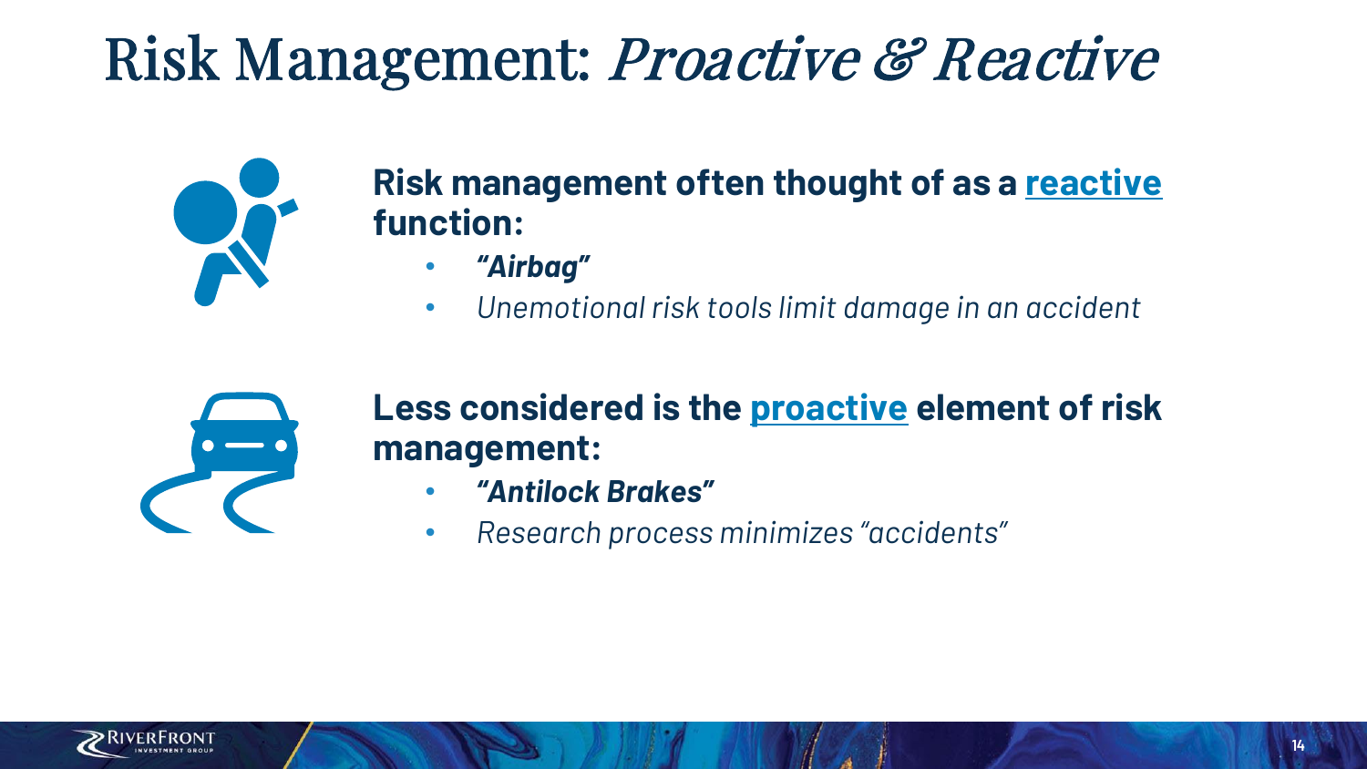# Risk Management: *Proactive & Reactive*

**Risk management often thought of as a reactive function:**

- ***"Airbag"***
- *Unemotional risk tools limit damage in an accident*

**Less considered is the proactive element of risk management:**

- ***"Antilock Brakes"***
- *Research process minimizes "accidents"*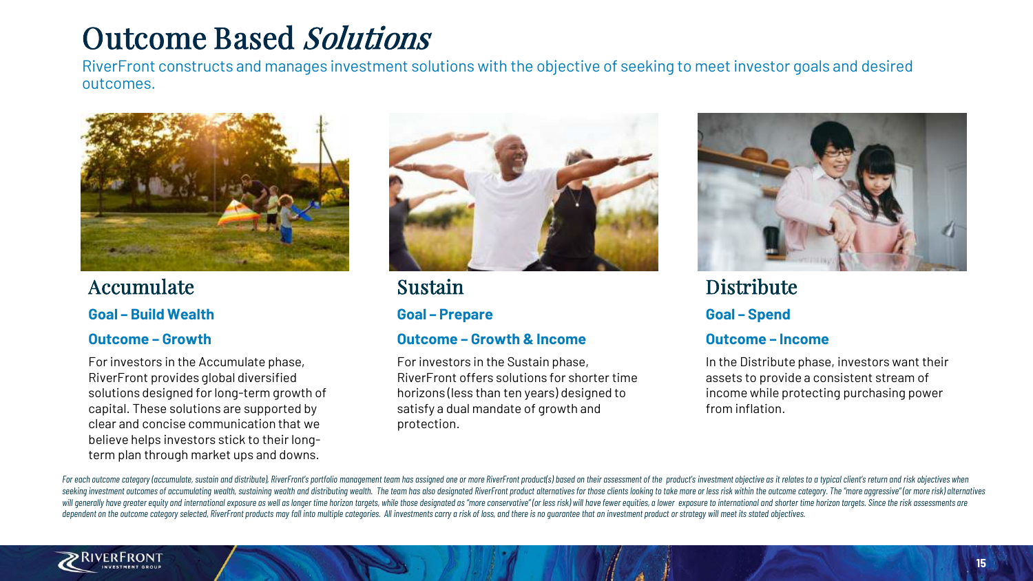# Outcome Based *Solutions*

RiverFront constructs and manages investment solutions with the objective of seeking to meet investor goals and desired outcomes.

## Accumulate

**Goal – Build Wealth**

**Outcome – Growth**

For investors in the Accumulate phase, RiverFront provides global diversified solutions designed for long-term growth of capital. These solutions are supported by clear and concise communication that we believe helps investors stick to their long-term plan through market ups and downs.

## Sustain

**Goal – Prepare**

**Outcome – Growth & Income**

For investors in the Sustain phase, RiverFront offers solutions for shorter time horizons (less than ten years) designed to satisfy a dual mandate of growth and protection.

## Distribute

**Goal – Spend**

**Outcome – Income**

In the Distribute phase, investors want their assets to provide a consistent stream of income while protecting purchasing power from inflation.

*For each outcome category (accumulate, sustain and distribute), RiverFront's portfolio management team has assigned one or more RiverFront product(s) based on their assessment of the product's investment objective as it relates to a typical client's return and risk objectives when seeking investment outcomes of accumulating wealth, sustaining wealth and distributing wealth. The team has also designated RiverFront product alternatives for those clients looking to take more or less risk within the outcome category. The "more aggressive" (or more risk) alternatives will generally have greater equity and international exposure as well as longer time horizon targets, while those designated as "more conservative" (or less risk) will have fewer equities, a lower exposure to international and shorter time horizon targets. Since the risk assessments are dependent on the outcome category selected, RiverFront products may fall into multiple categories. All investments carry a risk of loss, and there is no guarantee that an investment product or strategy will meet its stated objectives.*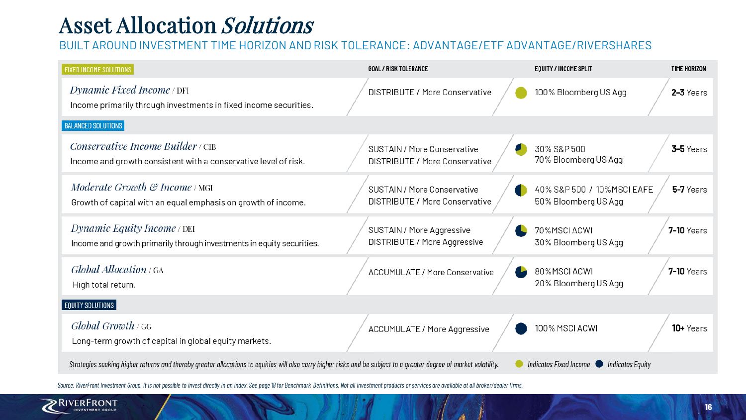# Asset Allocation *Solutions*

## BUILT AROUND INVESTMENT TIME HORIZON AND RISK TOLERANCE: ADVANTAGE/ETF ADVANTAGE/RIVERSHARES

| FIXED INCOME SOLUTIONS | GOAL / RISK TOLERANCE | EQUITY / INCOME SPLIT | TIME HORIZON |
|---|---|---|---|
| *Dynamic Fixed Income* / DFI<br>Income primarily through investments in fixed income securities. | DISTRIBUTE / More Conservative | 100% Bloomberg US Agg | **2-3** Years |
| **BALANCED SOLUTIONS** | | | |
| *Conservative Income Builder* / CIB<br>Income and growth consistent with a conservative level of risk. | SUSTAIN / More Conservative<br>DISTRIBUTE / More Conservative | 30% S&P 500<br>70% Bloomberg US Agg | **3-5** Years |
| *Moderate Growth & Income* / MGI<br>Growth of capital with an equal emphasis on growth of income. | SUSTAIN / More Conservative<br>DISTRIBUTE / More Conservative | 40% S&P 500 / 10% MSCI EAFE<br>50% Bloomberg US Agg | **5-7** Years |
| *Dynamic Equity Income* / DEI<br>Income and growth primarily through investments in equity securities. | SUSTAIN / More Aggressive<br>DISTRIBUTE / More Aggressive | 70% MSCI ACWI<br>30% Bloomberg US Agg | **7-10** Years |
| *Global Allocation* / GA<br>High total return. | ACCUMULATE / More Conservative | 80% MSCI ACWI<br>20% Bloomberg US Agg | **7-10** Years |
| **EQUITY SOLUTIONS** | | | |
| *Global Growth* / GG<br>Long-term growth of capital in global equity markets. | ACCUMULATE / More Aggressive | 100% MSCI ACWI | **10+** Years |

*Strategies seeking higher returns and thereby greater allocations to equities will also carry higher risks and be subject to a greater degree of market volatility.*

*Indicates Fixed Income* *Indicates Equity*

*Source: RiverFront Investment Group. It is not possible to invest directly in an index. See page 18 for Benchmark Definitions. Not all investment products or services are available at all broker/dealer firms.*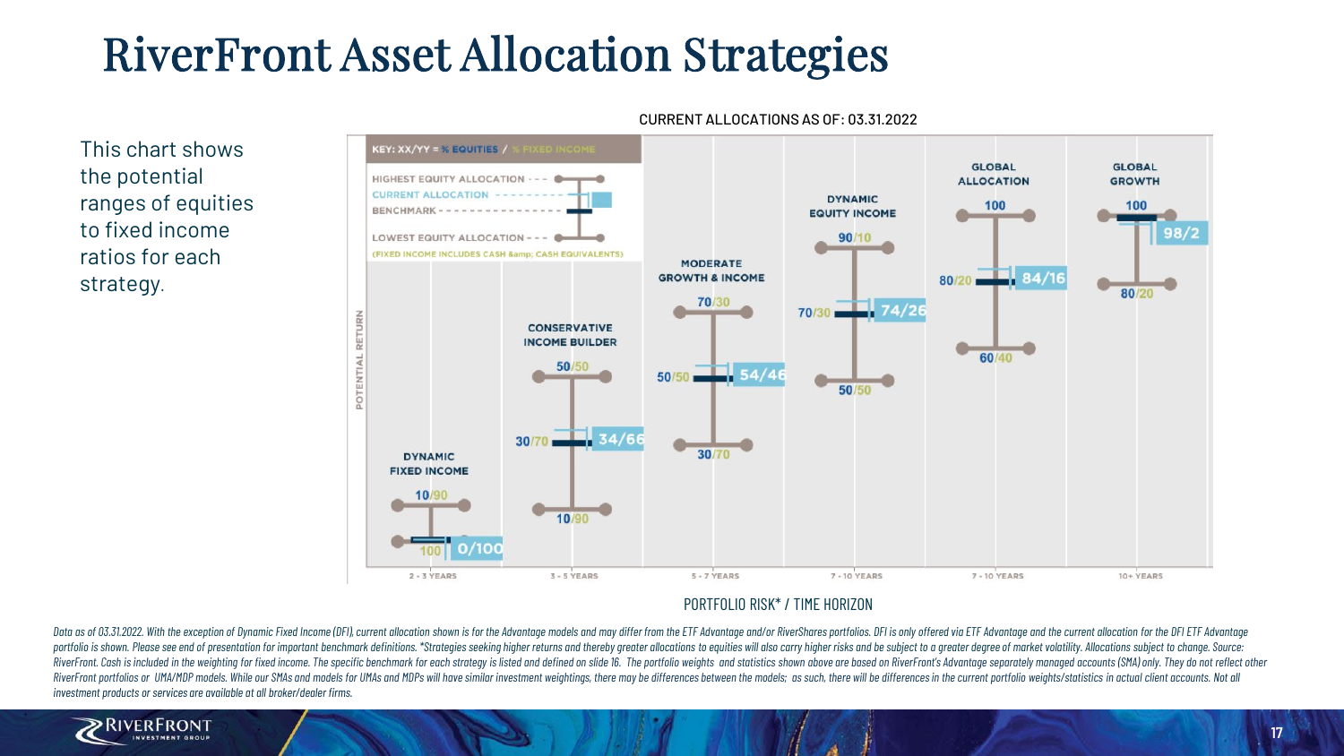# RiverFront Asset Allocation Strategies

This chart shows the potential ranges of equities to fixed income ratios for each strategy.

CURRENT ALLOCATIONS AS OF: 03.31.2022

KEY: XX/YY = % EQUITIES / % FIXED INCOME

- HIGHEST EQUITY ALLOCATION
- CURRENT ALLOCATION
- BENCHMARK
- LOWEST EQUITY ALLOCATION

(FIXED INCOME INCLUDES CASH &amp; CASH EQUIVALENTS)

| Strategy | Portfolio Risk* / Time Horizon | Highest Equity Allocation | Benchmark | Current Allocation | Lowest Equity Allocation |
|---|---|---|---|---|---|
| Dynamic Fixed Income | 2 - 3 YEARS | 10/90 | 100 | 0/100 | |
| Conservative Income Builder | 3 - 5 YEARS | 50/50 | 30/70 | 34/66 | 10/90 |
| Moderate Growth & Income | 5 - 7 YEARS | 70/30 | 50/50 | 54/46 | 30/70 |
| Dynamic Equity Income | 7 - 10 YEARS | 90/10 | 70/30 | 74/26 | 50/50 |
| Global Allocation | 7 - 10 YEARS | 100 | 80/20 | 84/16 | 60/40 |
| Global Growth | 10+ YEARS | 100 | 100 | 98/2 | 80/20 |

POTENTIAL RETURN

PORTFOLIO RISK* / TIME HORIZON

*Data as of 03.31.2022. With the exception of Dynamic Fixed Income (DFI), current allocation shown is for the Advantage models and may differ from the ETF Advantage and/or RiverShares portfolios. DFI is only offered via ETF Advantage and the current allocation for the DFI ETF Advantage portfolio is shown. Please see end of presentation for important benchmark definitions. *Strategies seeking higher returns and thereby greater allocations to equities will also carry higher risks and be subject to a greater degree of market volatility. Allocations subject to change. Source: RiverFront. Cash is included in the weighting for fixed income. The specific benchmark for each strategy is listed and defined on slide 16. The portfolio weights and statistics shown above are based on RiverFront's Advantage separately managed accounts (SMA) only. They do not reflect other RiverFront portfolios or UMA/MDP models. While our SMAs and models for UMAs and MDPs will have similar investment weightings, there may be differences between the models; as such, there will be differences in the current portfolio weights/statistics in actual client accounts. Not all investment products or services are available at all broker/dealer firms.*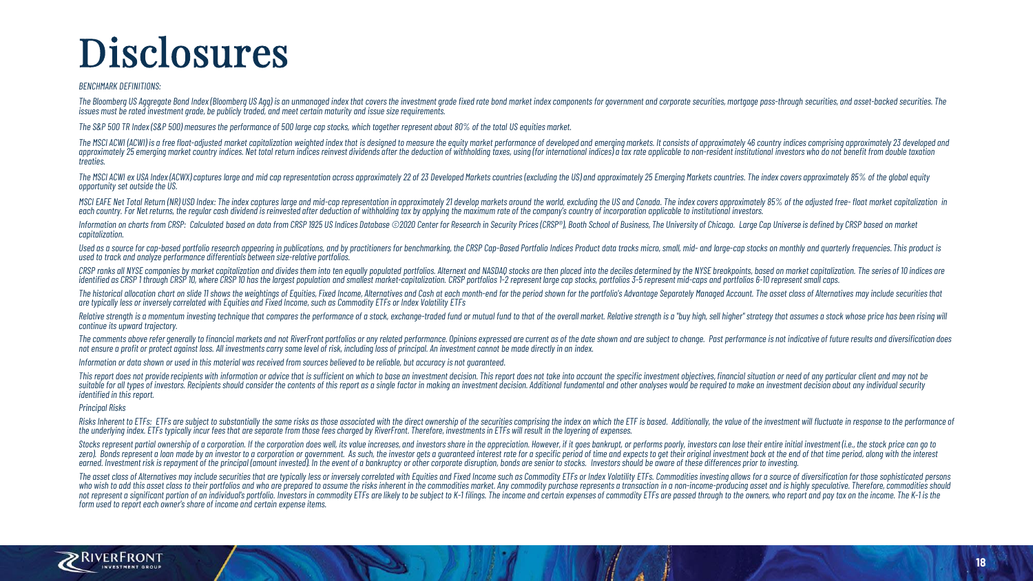# Disclosures

*BENCHMARK DEFINITIONS:*

*The Bloomberg US Aggregate Bond Index (Bloomberg US Agg) is an unmanaged index that covers the investment grade fixed rate bond market index components for government and corporate securities, mortgage pass-through securities, and asset-backed securities. The issues must be rated investment grade, be publicly traded, and meet certain maturity and issue size requirements.*

*The S&P 500 TR Index (S&P 500) measures the performance of 500 large cap stocks, which together represent about 80% of the total US equities market.*

*The MSCI ACWI (ACWI) is a free float-adjusted market capitalization weighted index that is designed to measure the equity market performance of developed and emerging markets. It consists of approximately 46 country indices comprising approximately 23 developed and approximately 25 emerging market country indices. Net total return indices reinvest dividends after the deduction of withholding taxes, using (for international indices) a tax rate applicable to non-resident institutional investors who do not benefit from double taxation treaties.*

*The MSCI ACWI ex USA Index (ACWX) captures large and mid cap representation across approximately 22 of 23 Developed Markets countries (excluding the US) and approximately 25 Emerging Markets countries. The index covers approximately 85% of the global equity opportunity set outside the US.*

*MSCI EAFE Net Total Return (NR) USD Index: The index captures large and mid-cap representation in approximately 21 develop markets around the world, excluding the US and Canada. The index covers approximately 85% of the adjusted free- float market capitalization in each country. For Net returns, the regular cash dividend is reinvested after deduction of withholding tax by applying the maximum rate of the company's country of incorporation applicable to institutional investors.*

*Information on charts from CRSP: Calculated based on data from CRSP 1925 US Indices Database ©2020 Center for Research in Security Prices (CRSP®), Booth School of Business, The University of Chicago. Large Cap Universe is defined by CRSP based on market capitalization.*

*Used as a source for cap-based portfolio research appearing in publications, and by practitioners for benchmarking, the CRSP Cap-Based Portfolio Indices Product data tracks micro, small, mid- and large-cap stocks on monthly and quarterly frequencies. This product is used to track and analyze performance differentials between size-relative portfolios.*

*CRSP ranks all NYSE companies by market capitalization and divides them into ten equally populated portfolios. Alternext and NASDAQ stocks are then placed into the deciles determined by the NYSE breakpoints, based on market capitalization. The series of 10 indices are identified as CRSP 1 through CRSP 10, where CRSP 10 has the largest population and smallest market-capitalization. CRSP portfolios 1-2 represent large cap stocks, portfolios 3-5 represent mid-caps and portfolios 6-10 represent small caps.*

*The historical allocation chart on slide 11 shows the weightings of Equities, Fixed Income, Alternatives and Cash at each month-end for the period shown for the portfolio's Advantage Separately Managed Account. The asset class of Alternatives may include securities that are typically less or inversely correlated with Equities and Fixed Income, such as Commodity ETFs or Index Volatility ETFs*

*Relative strength is a momentum investing technique that compares the performance of a stock, exchange-traded fund or mutual fund to that of the overall market. Relative strength is a "buy high, sell higher" strategy that assumes a stock whose price has been rising will continue its upward trajectory.*

*The comments above refer generally to financial markets and not RiverFront portfolios or any related performance. Opinions expressed are current as of the date shown and are subject to change. Past performance is not indicative of future results and diversification does not ensure a profit or protect against loss. All investments carry some level of risk, including loss of principal. An investment cannot be made directly in an index.*

*Information or data shown or used in this material was received from sources believed to be reliable, but accuracy is not guaranteed.*

*This report does not provide recipients with information or advice that is sufficient on which to base an investment decision. This report does not take into account the specific investment objectives, financial situation or need of any particular client and may not be suitable for all types of investors. Recipients should consider the contents of this report as a single factor in making an investment decision. Additional fundamental and other analyses would be required to make an investment decision about any individual security identified in this report.*

*Principal Risks*

*Risks Inherent to ETFs: ETFs are subject to substantially the same risks as those associated with the direct ownership of the securities comprising the index on which the ETF is based. Additionally, the value of the investment will fluctuate in response to the performance of the underlying index. ETFs typically incur fees that are separate from those fees charged by RiverFront. Therefore, investments in ETFs will result in the layering of expenses.*

*Stocks represent partial ownership of a corporation. If the corporation does well, its value increases, and investors share in the appreciation. However, if it goes bankrupt, or performs poorly, investors can lose their entire initial investment (i.e., the stock price can go to zero). Bonds represent a loan made by an investor to a corporation or government. As such, the investor gets a guaranteed interest rate for a specific period of time and expects to get their original investment back at the end of that time period, along with the interest earned. Investment risk is repayment of the principal (amount invested). In the event of a bankruptcy or other corporate disruption, bonds are senior to stocks. Investors should be aware of these differences prior to investing.*

*The asset class of Alternatives may include securities that are typically less or inversely correlated with Equities and Fixed Income such as Commodity ETFs or Index Volatility ETFs. Commodities investing allows for a source of diversification for those sophisticated persons who wish to add this asset class to their portfolios and who are prepared to assume the risks inherent in the commodities market. Any commodity purchase represents a transaction in a non-income-producing asset and is highly speculative. Therefore, commodities should not represent a significant portion of an individual's portfolio. Investors in commodity ETFs are likely to be subject to K-1 filings. The income and certain expenses of commodity ETFs are passed through to the owners, who report and pay tax on the income. The K-1 is the form used to report each owner's share of income and certain expense items.*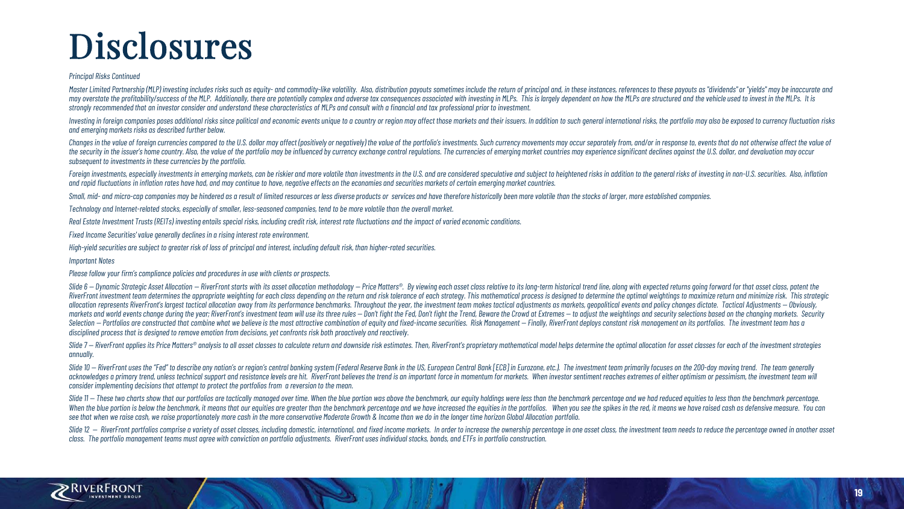# Disclosures

*Principal Risks Continued*

*Master Limited Partnership (MLP) investing includes risks such as equity- and commodity-like volatility. Also, distribution payouts sometimes include the return of principal and, in these instances, references to these payouts as "dividends" or "yields" may be inaccurate and may overstate the profitability/success of the MLP. Additionally, there are potentially complex and adverse tax consequences associated with investing in MLPs. This is largely dependent on how the MLPs are structured and the vehicle used to invest in the MLPs. It is strongly recommended that an investor consider and understand these characteristics of MLPs and consult with a financial and tax professional prior to investment.*

*Investing in foreign companies poses additional risks since political and economic events unique to a country or region may affect those markets and their issuers. In addition to such general international risks, the portfolio may also be exposed to currency fluctuation risks and emerging markets risks as described further below.*

*Changes in the value of foreign currencies compared to the U.S. dollar may affect (positively or negatively) the value of the portfolio's investments. Such currency movements may occur separately from, and/or in response to, events that do not otherwise affect the value of the security in the issuer's home country. Also, the value of the portfolio may be influenced by currency exchange control regulations. The currencies of emerging market countries may experience significant declines against the U.S. dollar, and devaluation may occur subsequent to investments in these currencies by the portfolio.*

*Foreign investments, especially investments in emerging markets, can be riskier and more volatile than investments in the U.S. and are considered speculative and subject to heightened risks in addition to the general risks of investing in non-U.S. securities. Also, inflation and rapid fluctuations in inflation rates have had, and may continue to have, negative effects on the economies and securities markets of certain emerging market countries.*

*Small, mid- and micro-cap companies may be hindered as a result of limited resources or less diverse products or services and have therefore historically been more volatile than the stocks of larger, more established companies.*

*Technology and Internet-related stocks, especially of smaller, less-seasoned companies, tend to be more volatile than the overall market.*

*Real Estate Investment Trusts (REITs) investing entails special risks, including credit risk, interest rate fluctuations and the impact of varied economic conditions.*

*Fixed Income Securities' value generally declines in a rising interest rate environment.*

*High-yield securities are subject to greater risk of loss of principal and interest, including default risk, than higher-rated securities.*

*Important Notes*

*Please follow your firm's compliance policies and procedures in use with clients or prospects.*

*Slide 6 – Dynamic Strategic Asset Allocation – RiverFront starts with its asset allocation methodology – Price Matters®. By viewing each asset class relative to its long-term historical trend line, along with expected returns going forward for that asset class, patent the RiverFront investment team determines the appropriate weighting for each class depending on the return and risk tolerance of each strategy. This mathematical process is designed to determine the optimal weightings to maximize return and minimize risk. This strategic allocation represents RiverFront's largest tactical allocation away from its performance benchmarks. Throughout the year, the investment team makes tactical adjustments as markets, geopolitical events and policy changes dictate. Tactical Adjustments – Obviously, markets and world events change during the year; RiverFront's investment team will use its three rules – Don't fight the Fed, Don't fight the Trend, Beware the Crowd at Extremes – to adjust the weightings and security selections based on the changing markets. Security Selection – Portfolios are constructed that combine what we believe is the most attractive combination of equity and fixed-income securities. Risk Management – Finally, RiverFront deploys constant risk management on its portfolios. The investment team has a disciplined process that is designed to remove emotion from decisions, yet confronts risk both proactively and reactively.*

*Slide 7 – RiverFront applies its Price Matters® analysis to all asset classes to calculate return and downside risk estimates. Then, RiverFront's proprietary mathematical model helps determine the optimal allocation for asset classes for each of the investment strategies annually.*

*Slide 10 – RiverFront uses the "Fed" to describe any nation's or region's central banking system (Federal Reserve Bank in the US, European Central Bank [ECB] in Eurozone, etc.). The investment team primarily focuses on the 200-day moving trend. The team generally acknowledges a primary trend, unless technical support and resistance levels are hit. RiverFront believes the trend is an important force in momentum for markets. When investor sentiment reaches extremes of either optimism or pessimism, the investment team will consider implementing decisions that attempt to protect the portfolios from a reversion to the mean.*

*Slide 11 – These two charts show that our portfolios are tactically managed over time. When the blue portion was above the benchmark, our equity holdings were less than the benchmark percentage and we had reduced equities to less than the benchmark percentage. When the blue portion is below the benchmark, it means that our equities are greater than the benchmark percentage and we have increased the equities in the portfolios. When you see the spikes in the red, it means we have raised cash as defensive measure. You can see that when we raise cash, we raise proportionately more cash in the more conservative Moderate Growth & Income than we do in the longer time horizon Global Allocation portfolio.*

*Slide 12 – RiverFront portfolios comprise a variety of asset classes, including domestic, international, and fixed income markets. In order to increase the ownership percentage in one asset class, the investment team needs to reduce the percentage owned in another asset class. The portfolio management teams must agree with conviction on portfolio adjustments. RiverFront uses individual stocks, bonds, and ETFs in portfolio construction.*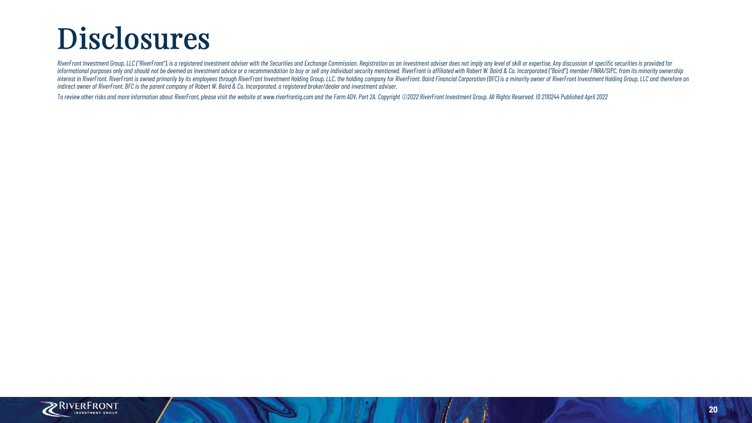# Disclosures

*RiverFront Investment Group, LLC ("RiverFront"), is a registered investment adviser with the Securities and Exchange Commission. Registration as an investment adviser does not imply any level of skill or expertise. Any discussion of specific securities is provided for informational purposes only and should not be deemed as investment advice or a recommendation to buy or sell any individual security mentioned. RiverFront is affiliated with Robert W. Baird & Co. Incorporated ("Baird"), member FINRA/SIPC, from its minority ownership interest in RiverFront. RiverFront is owned primarily by its employees through RiverFront Investment Holding Group, LLC, the holding company for RiverFront. Baird Financial Corporation (BFC) is a minority owner of RiverFront Investment Holding Group, LLC and therefore an indirect owner of RiverFront. BFC is the parent company of Robert W. Baird & Co. Incorporated, a registered broker/dealer and investment adviser.*

*To review other risks and more information about RiverFront, please visit the website at www.riverfrontig.com and the Form ADV, Part 2A. Copyright ©2022 RiverFront Investment Group. All Rights Reserved. ID 2110244 Published April 2022*